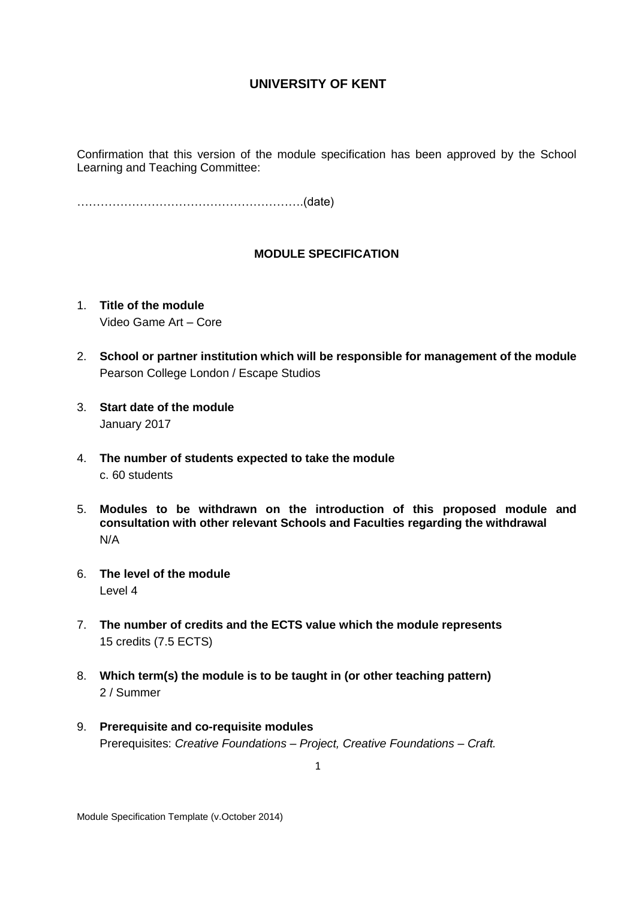**UNIVERSITY OF KENT**

Confirmation that this version of the module specification has been approved by the School Learning and Teaching Committee:

…………………………………………………(date)

**MODULE SPECIFICATION**

1. **Title of the module**
   Video Game Art – Core

2. **School or partner institution which will be responsible for management of the module**
   Pearson College London / Escape Studios

3. **Start date of the module**
   January 2017

4. **The number of students expected to take the module**
   c. 60 students

5. **Modules to be withdrawn on the introduction of this proposed module and consultation with other relevant Schools and Faculties regarding the withdrawal**
   N/A

6. **The level of the module**
   Level 4

7. **The number of credits and the ECTS value which the module represents**
   15 credits (7.5 ECTS)

8. **Which term(s) the module is to be taught in (or other teaching pattern)**
   2 / Summer

9. **Prerequisite and co-requisite modules**
   Prerequisites: *Creative Foundations – Project, Creative Foundations – Craft.*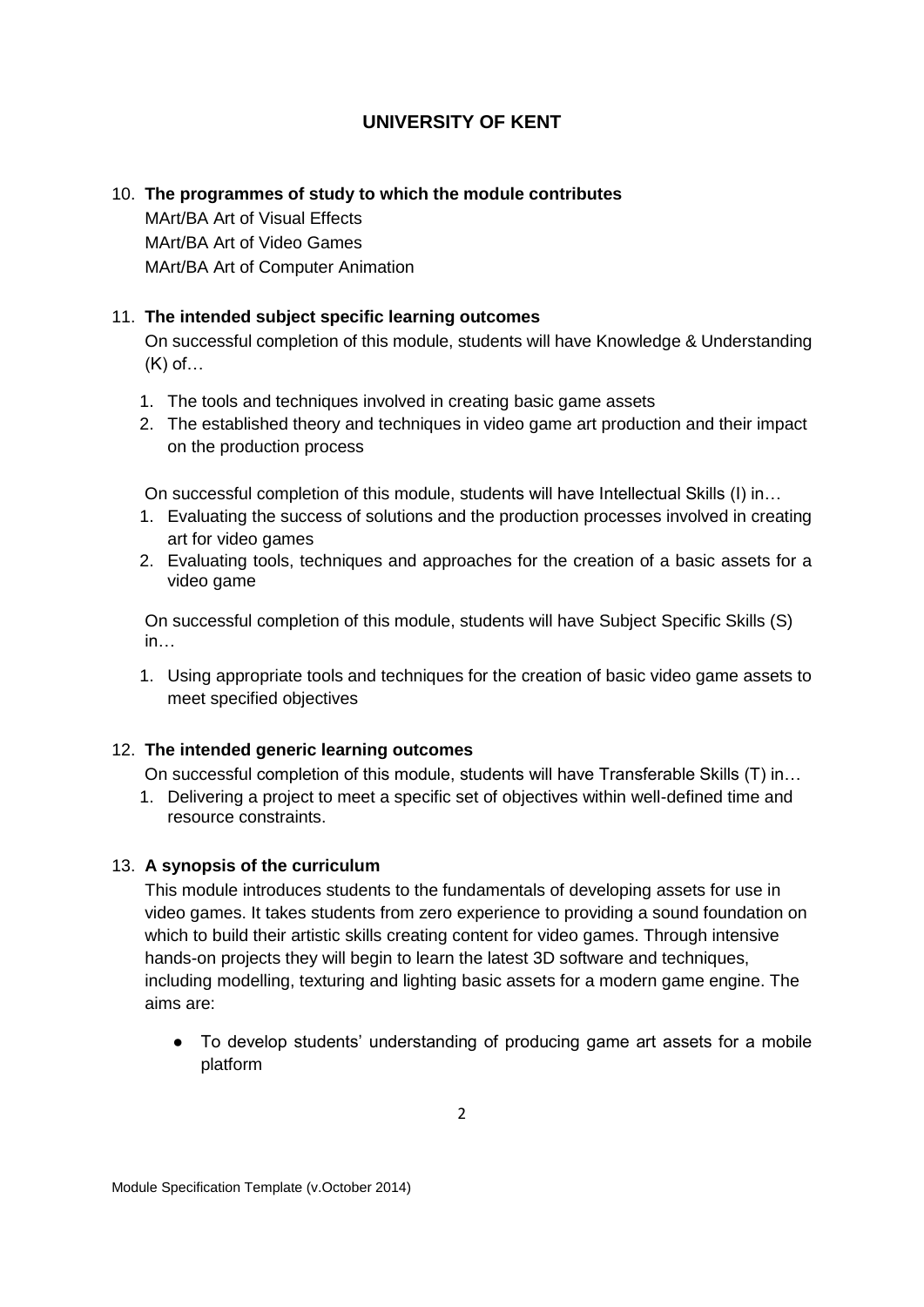# UNIVERSITY OF KENT

10. **The programmes of study to which the module contributes**

    MArt/BA Art of Visual Effects
    MArt/BA Art of Video Games
    MArt/BA Art of Computer Animation

11. **The intended subject specific learning outcomes**

    On successful completion of this module, students will have Knowledge & Understanding (K) of…

    1. The tools and techniques involved in creating basic game assets
    2. The established theory and techniques in video game art production and their impact on the production process

    On successful completion of this module, students will have Intellectual Skills (I) in…

    1. Evaluating the success of solutions and the production processes involved in creating art for video games
    2. Evaluating tools, techniques and approaches for the creation of a basic assets for a video game

    On successful completion of this module, students will have Subject Specific Skills (S) in…

    1. Using appropriate tools and techniques for the creation of basic video game assets to meet specified objectives

12. **The intended generic learning outcomes**

    On successful completion of this module, students will have Transferable Skills (T) in…

    1. Delivering a project to meet a specific set of objectives within well-defined time and resource constraints.

13. **A synopsis of the curriculum**

    This module introduces students to the fundamentals of developing assets for use in video games. It takes students from zero experience to providing a sound foundation on which to build their artistic skills creating content for video games. Through intensive hands-on projects they will begin to learn the latest 3D software and techniques, including modelling, texturing and lighting basic assets for a modern game engine. The aims are:

    - To develop students' understanding of producing game art assets for a mobile platform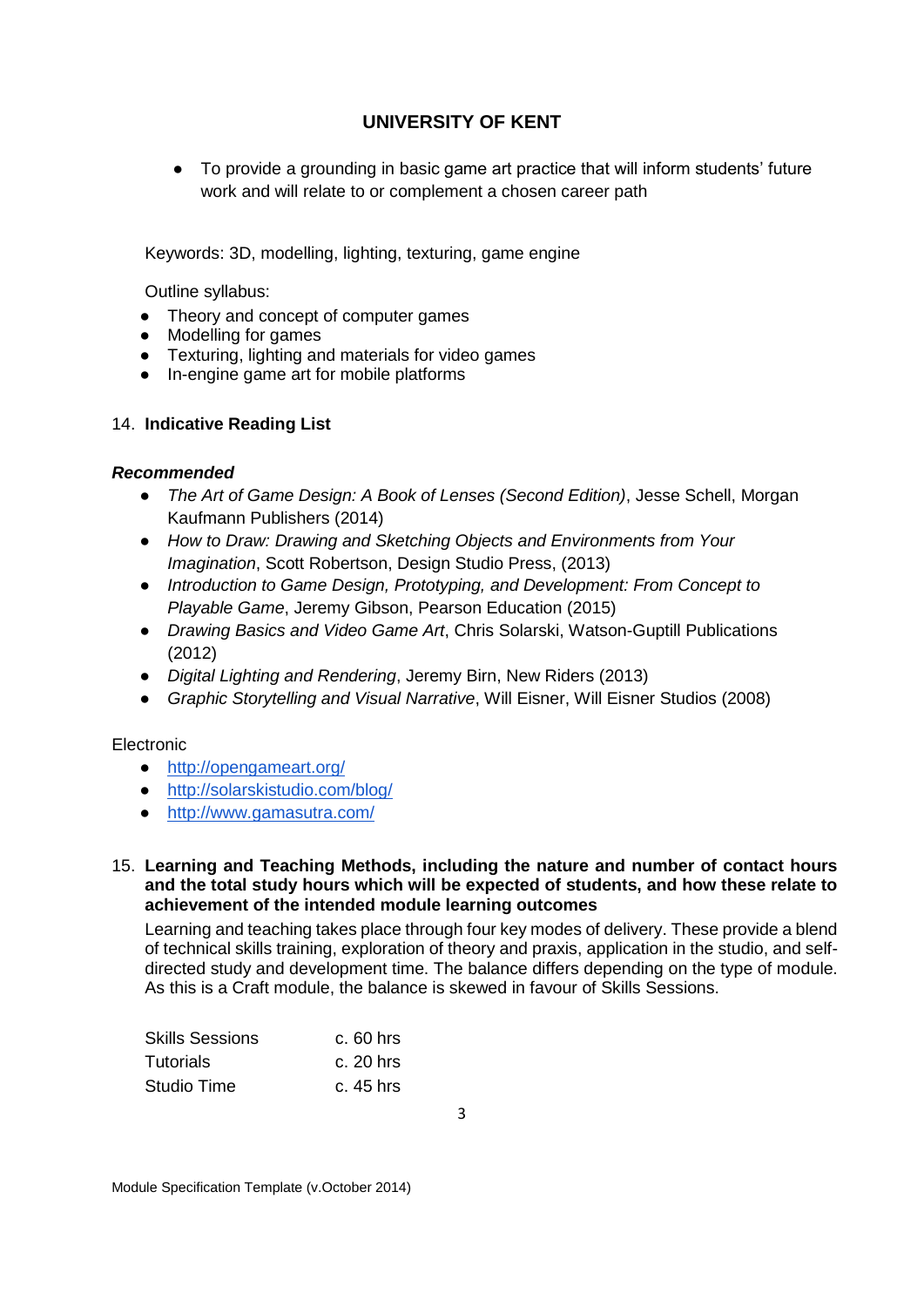- To provide a grounding in basic game art practice that will inform students' future work and will relate to or complement a chosen career path

Keywords: 3D, modelling, lighting, texturing, game engine

Outline syllabus:

- Theory and concept of computer games
- Modelling for games
- Texturing, lighting and materials for video games
- In-engine game art for mobile platforms

## 14. Indicative Reading List

***Recommended***

- *The Art of Game Design: A Book of Lenses (Second Edition)*, Jesse Schell, Morgan Kaufmann Publishers (2014)
- *How to Draw: Drawing and Sketching Objects and Environments from Your Imagination*, Scott Robertson, Design Studio Press, (2013)
- *Introduction to Game Design, Prototyping, and Development: From Concept to Playable Game*, Jeremy Gibson, Pearson Education (2015)
- *Drawing Basics and Video Game Art*, Chris Solarski, Watson-Guptill Publications (2012)
- *Digital Lighting and Rendering*, Jeremy Birn, New Riders (2013)
- *Graphic Storytelling and Visual Narrative*, Will Eisner, Will Eisner Studios (2008)

Electronic

- http://opengameart.org/
- http://solarskistudio.com/blog/
- http://www.gamasutra.com/

## 15. Learning and Teaching Methods, including the nature and number of contact hours and the total study hours which will be expected of students, and how these relate to achievement of the intended module learning outcomes

Learning and teaching takes place through four key modes of delivery. These provide a blend of technical skills training, exploration of theory and praxis, application in the studio, and self-directed study and development time. The balance differs depending on the type of module. As this is a Craft module, the balance is skewed in favour of Skills Sessions.

| | |
|---|---|
| Skills Sessions | c. 60 hrs |
| Tutorials | c. 20 hrs |
| Studio Time | c. 45 hrs |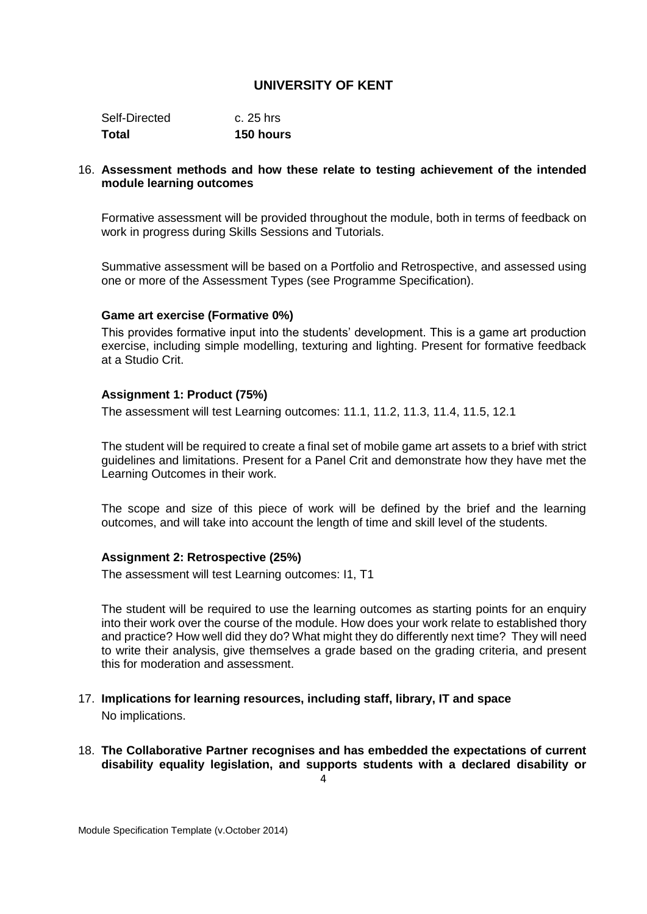| | |
|---|---|
| Self-Directed | c. 25 hrs |
| **Total** | **150 hours** |

16. **Assessment methods and how these relate to testing achievement of the intended module learning outcomes**

Formative assessment will be provided throughout the module, both in terms of feedback on work in progress during Skills Sessions and Tutorials.

Summative assessment will be based on a Portfolio and Retrospective, and assessed using one or more of the Assessment Types (see Programme Specification).

**Game art exercise (Formative 0%)**

This provides formative input into the students' development. This is a game art production exercise, including simple modelling, texturing and lighting. Present for formative feedback at a Studio Crit.

**Assignment 1: Product (75%)**

The assessment will test Learning outcomes: 11.1, 11.2, 11.3, 11.4, 11.5, 12.1

The student will be required to create a final set of mobile game art assets to a brief with strict guidelines and limitations. Present for a Panel Crit and demonstrate how they have met the Learning Outcomes in their work.

The scope and size of this piece of work will be defined by the brief and the learning outcomes, and will take into account the length of time and skill level of the students.

**Assignment 2: Retrospective (25%)**

The assessment will test Learning outcomes: I1, T1

The student will be required to use the learning outcomes as starting points for an enquiry into their work over the course of the module. How does your work relate to established thory and practice? How well did they do? What might they do differently next time? They will need to write their analysis, give themselves a grade based on the grading criteria, and present this for moderation and assessment.

17. **Implications for learning resources, including staff, library, IT and space**

No implications.

18. **The Collaborative Partner recognises and has embedded the expectations of current disability equality legislation, and supports students with a declared disability or**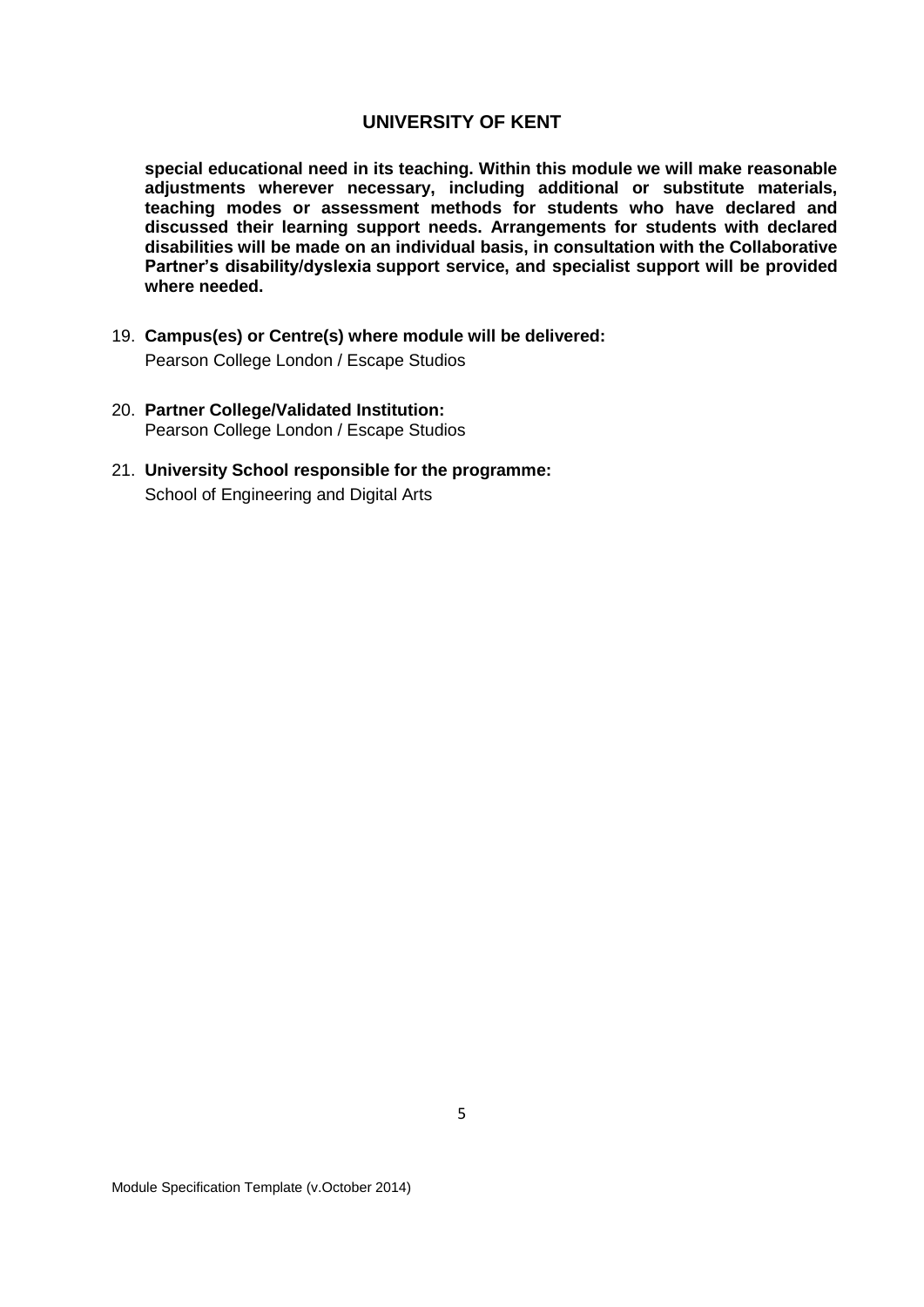**special educational need in its teaching. Within this module we will make reasonable adjustments wherever necessary, including additional or substitute materials, teaching modes or assessment methods for students who have declared and discussed their learning support needs. Arrangements for students with declared disabilities will be made on an individual basis, in consultation with the Collaborative Partner's disability/dyslexia support service, and specialist support will be provided where needed.**

19. **Campus(es) or Centre(s) where module will be delivered:**
    Pearson College London / Escape Studios

20. **Partner College/Validated Institution:**
    Pearson College London / Escape Studios

21. **University School responsible for the programme:**
    School of Engineering and Digital Arts